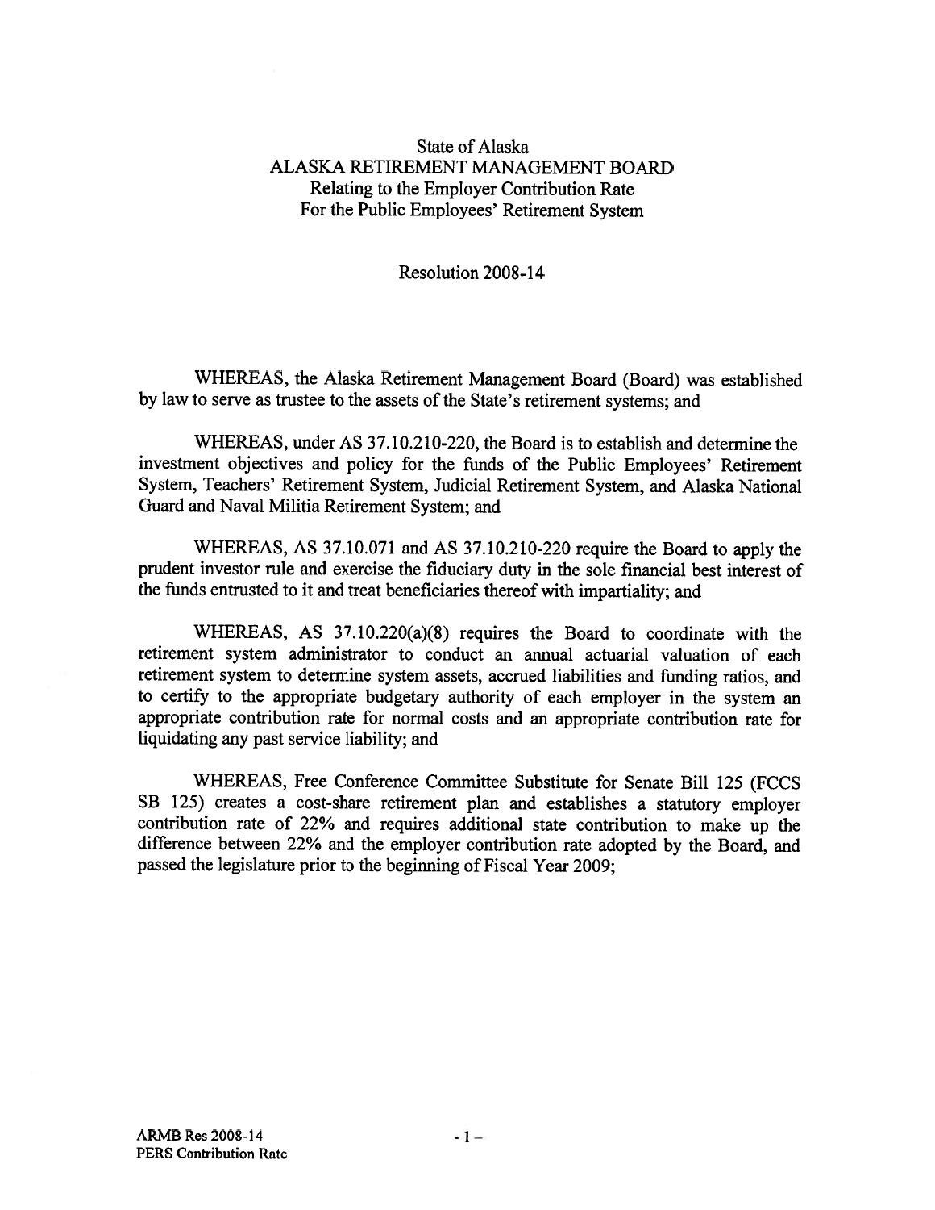State of Alaska
ALASKA RETIREMENT MANAGEMENT BOARD
Relating to the Employer Contribution Rate
For the Public Employees' Retirement System

Resolution 2008-14

WHEREAS, the Alaska Retirement Management Board (Board) was established by law to serve as trustee to the assets of the State's retirement systems; and

WHEREAS, under AS 37.10.210-220, the Board is to establish and determine the investment objectives and policy for the funds of the Public Employees' Retirement System, Teachers' Retirement System, Judicial Retirement System, and Alaska National Guard and Naval Militia Retirement System; and

WHEREAS, AS 37.10.071 and AS 37.10.210-220 require the Board to apply the prudent investor rule and exercise the fiduciary duty in the sole financial best interest of the funds entrusted to it and treat beneficiaries thereof with impartiality; and

WHEREAS, AS 37.10.220(a)(8) requires the Board to coordinate with the retirement system administrator to conduct an annual actuarial valuation of each retirement system to determine system assets, accrued liabilities and funding ratios, and to certify to the appropriate budgetary authority of each employer in the system an appropriate contribution rate for normal costs and an appropriate contribution rate for liquidating any past service liability; and

WHEREAS, Free Conference Committee Substitute for Senate Bill 125 (FCCS SB 125) creates a cost-share retirement plan and establishes a statutory employer contribution rate of 22% and requires additional state contribution to make up the difference between 22% and the employer contribution rate adopted by the Board, and passed the legislature prior to the beginning of Fiscal Year 2009;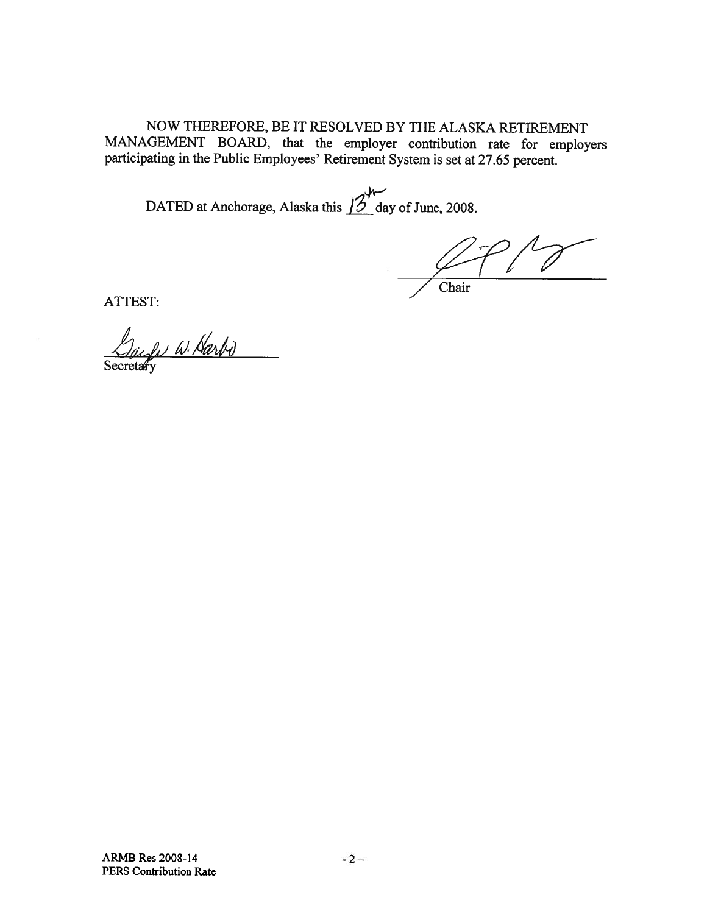NOW THEREFORE, BE IT RESOLVED BY THE ALASKA RETIREMENT MANAGEMENT BOARD, that the employer contribution rate for employers participating in the Public Employees' Retirement System is set at 27.65 percent.

DATED at Anchorage, Alaska this 13th day of June, 2008.

Chair

ATTEST:

Secretary

ARMB Res 2008-14
PERS Contribution Rate